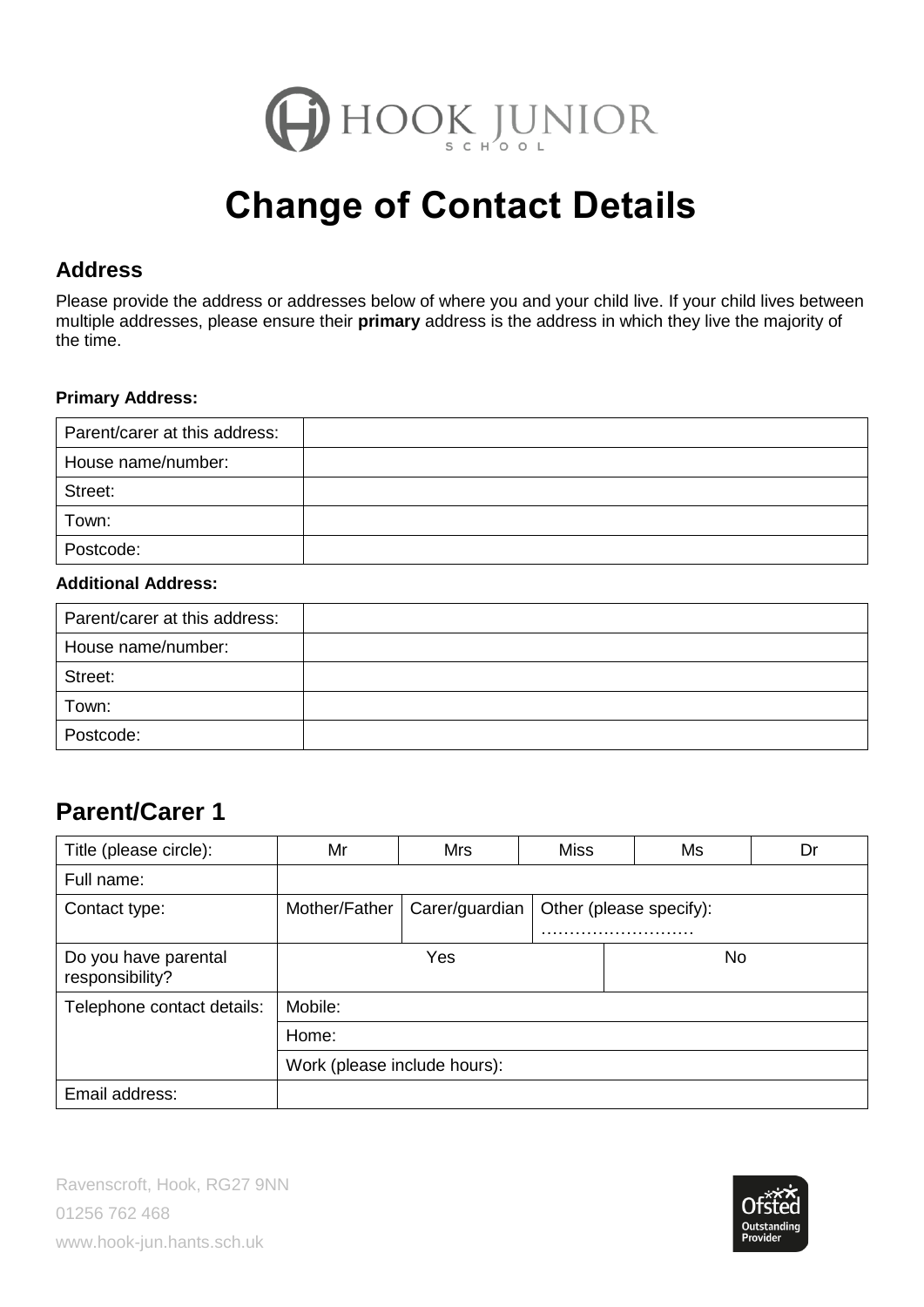HOOK JUNIOR SCHOOL

# Change of Contact Details

## Address

Please provide the address or addresses below of where you and your child live. If your child lives between multiple addresses, please ensure their **primary** address is the address in which they live the majority of the time.

**Primary Address:**

| Parent/carer at this address: | |
|---|---|
| House name/number: | |
| Street: | |
| Town: | |
| Postcode: | |

**Additional Address:**

| Parent/carer at this address: | |
|---|---|
| House name/number: | |
| Street: | |
| Town: | |
| Postcode: | |

## Parent/Carer 1

| Title (please circle): | Mr | Mrs | Miss | Ms | Dr |
|---|---|---|---|---|---|
| Full name: | | | | | |
| Contact type: | Mother/Father | Carer/guardian | Other (please specify): ……………………… | | |
| Do you have parental responsibility? | Yes | | | No | |
| Telephone contact details: | Mobile: | | | | |
| | Home: | | | | |
| | Work (please include hours): | | | | |
| Email address: | | | | | |

Ravenscroft, Hook, RG27 9NN
01256 762 468
www.hook-jun.hants.sch.uk

Ofsted Outstanding Provider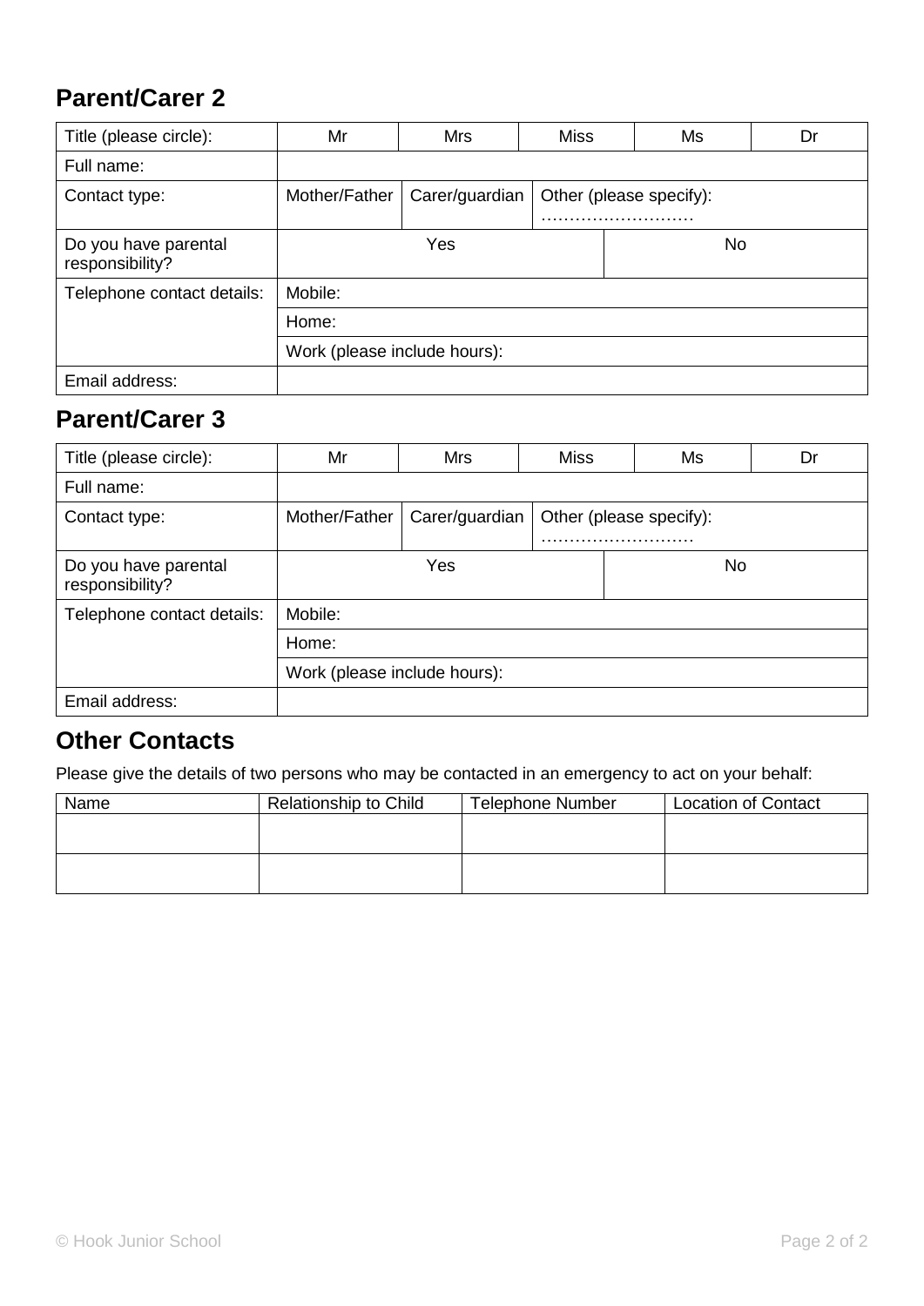## Parent/Carer 2

| | | | | | |
|---|---|---|---|---|---|
| Title (please circle): | Mr | Mrs | Miss | Ms | Dr |
| Full name: | | | | | |
| Contact type: | Mother/Father | Carer/guardian | Other (please specify): ……………………… | | |
| Do you have parental responsibility? | Yes | | | No | |
| Telephone contact details: | Mobile: | | | | |
| | Home: | | | | |
| | Work (please include hours): | | | | |
| Email address: | | | | | |

## Parent/Carer 3

| | | | | | |
|---|---|---|---|---|---|
| Title (please circle): | Mr | Mrs | Miss | Ms | Dr |
| Full name: | | | | | |
| Contact type: | Mother/Father | Carer/guardian | Other (please specify): ……………………… | | |
| Do you have parental responsibility? | Yes | | | No | |
| Telephone contact details: | Mobile: | | | | |
| | Home: | | | | |
| | Work (please include hours): | | | | |
| Email address: | | | | | |

## Other Contacts

Please give the details of two persons who may be contacted in an emergency to act on your behalf:

| Name | Relationship to Child | Telephone Number | Location of Contact |
|---|---|---|---|
| | | | |
| | | | |

© Hook Junior School